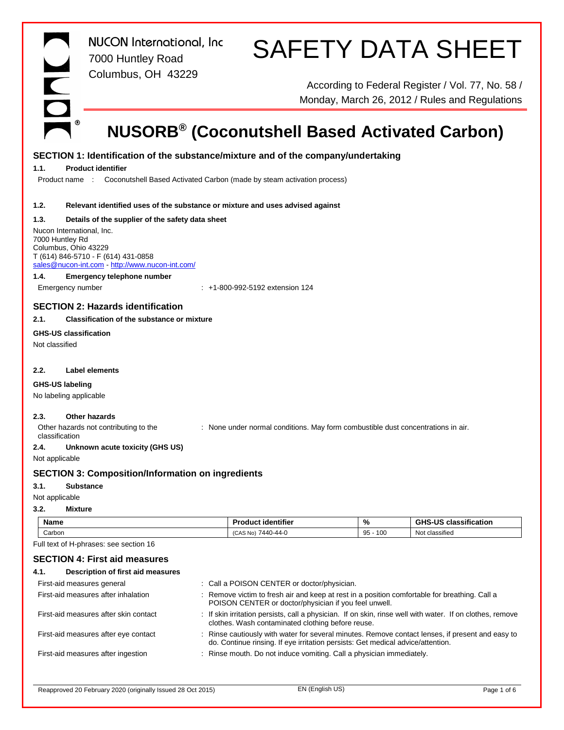NUCON International, Inc
7000 Huntley Road
Columbus, OH 43229

# SAFETY DATA SHEET

According to Federal Register / Vol. 77, No. 58 / Monday, March 26, 2012 / Rules and Regulations

# NUSORB® (Coconutshell Based Activated Carbon)

## SECTION 1: Identification of the substance/mixture and of the company/undertaking

### 1.1. Product identifier

Product name : Coconutshell Based Activated Carbon (made by steam activation process)

### 1.2. Relevant identified uses of the substance or mixture and uses advised against

### 1.3. Details of the supplier of the safety data sheet

Nucon International, Inc.
7000 Huntley Rd
Columbus, Ohio 43229
T (614) 846-5710 - F (614) 431-0858
sales@nucon-int.com - http://www.nucon-int.com/

### 1.4. Emergency telephone number

Emergency number : +1-800-992-5192 extension 124

## SECTION 2: Hazards identification

### 2.1. Classification of the substance or mixture

**GHS-US classification**

Not classified

### 2.2. Label elements

**GHS-US labeling**

No labeling applicable

### 2.3. Other hazards

Other hazards not contributing to the classification : None under normal conditions. May form combustible dust concentrations in air.

### 2.4. Unknown acute toxicity (GHS US)

Not applicable

## SECTION 3: Composition/Information on ingredients

### 3.1. Substance

Not applicable

### 3.2. Mixture

| Name | Product identifier | % | GHS-US classification |
|---|---|---|---|
| Carbon | (CAS No) 7440-44-0 | 95 - 100 | Not classified |

Full text of H-phrases: see section 16

## SECTION 4: First aid measures

### 4.1. Description of first aid measures

First-aid measures general : Call a POISON CENTER or doctor/physician.

First-aid measures after inhalation : Remove victim to fresh air and keep at rest in a position comfortable for breathing. Call a POISON CENTER or doctor/physician if you feel unwell.

First-aid measures after skin contact : If skin irritation persists, call a physician. If on skin, rinse well with water. If on clothes, remove clothes. Wash contaminated clothing before reuse.

First-aid measures after eye contact : Rinse cautiously with water for several minutes. Remove contact lenses, if present and easy to do. Continue rinsing. If eye irritation persists: Get medical advice/attention.

First-aid measures after ingestion : Rinse mouth. Do not induce vomiting. Call a physician immediately.

Reapproved 20 February 2020 (originally Issued 28 Oct 2015) EN (English US)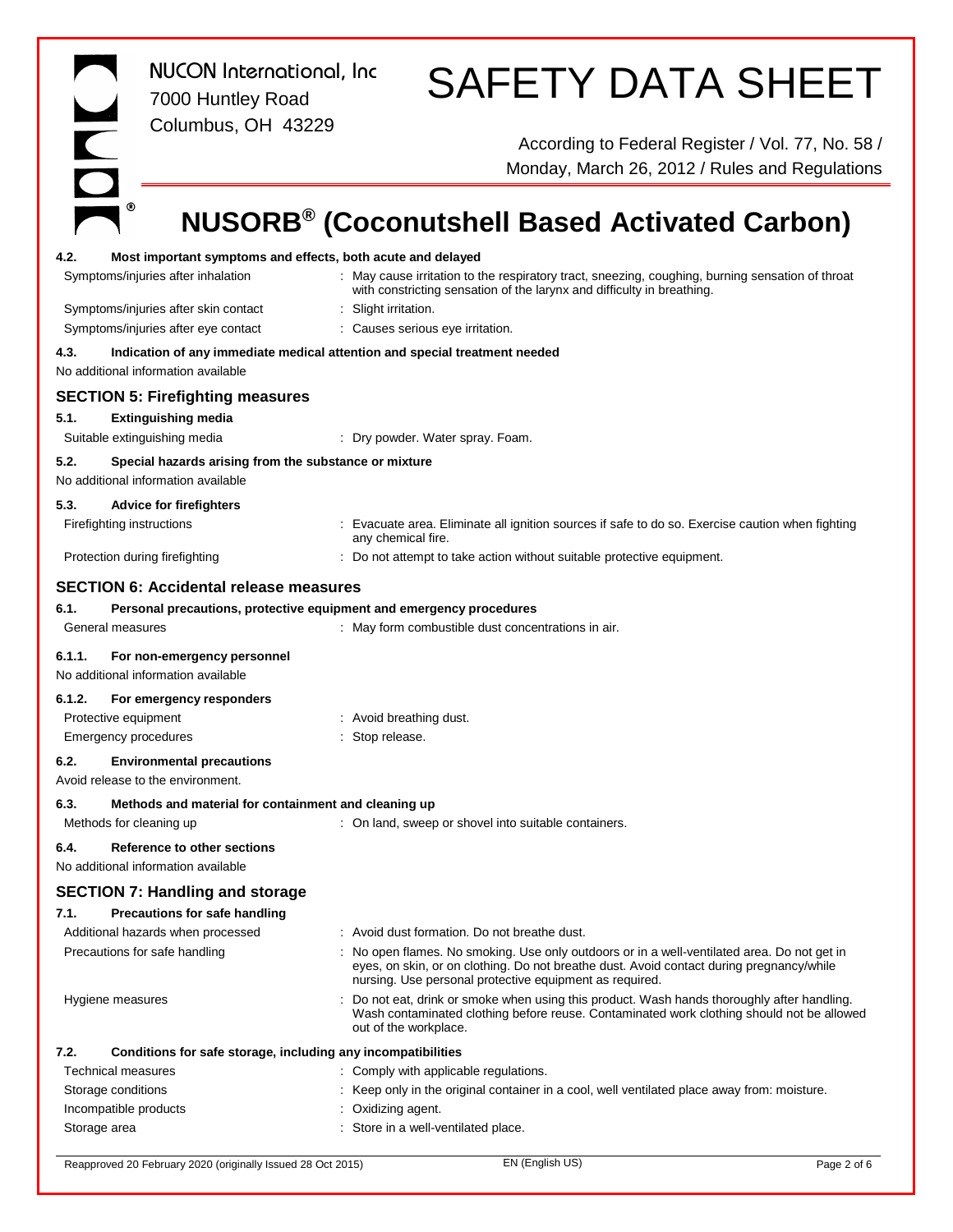# NUSORB® (Coconutshell Based Activated Carbon)

#### 4.2. Most important symptoms and effects, both acute and delayed

| | |
|---|---|
| Symptoms/injuries after inhalation | : May cause irritation to the respiratory tract, sneezing, coughing, burning sensation of throat with constricting sensation of the larynx and difficulty in breathing. |
| Symptoms/injuries after skin contact | : Slight irritation. |
| Symptoms/injuries after eye contact | : Causes serious eye irritation. |

#### 4.3. Indication of any immediate medical attention and special treatment needed

No additional information available

## SECTION 5: Firefighting measures

#### 5.1. Extinguishing media

| | |
|---|---|
| Suitable extinguishing media | : Dry powder. Water spray. Foam. |

#### 5.2. Special hazards arising from the substance or mixture

No additional information available

#### 5.3. Advice for firefighters

| | |
|---|---|
| Firefighting instructions | : Evacuate area. Eliminate all ignition sources if safe to do so. Exercise caution when fighting any chemical fire. |
| Protection during firefighting | : Do not attempt to take action without suitable protective equipment. |

## SECTION 6: Accidental release measures

#### 6.1. Personal precautions, protective equipment and emergency procedures

| | |
|---|---|
| General measures | : May form combustible dust concentrations in air. |

#### 6.1.1. For non-emergency personnel

No additional information available

#### 6.1.2. For emergency responders

| | |
|---|---|
| Protective equipment | : Avoid breathing dust. |
| Emergency procedures | : Stop release. |

#### 6.2. Environmental precautions

Avoid release to the environment.

#### 6.3. Methods and material for containment and cleaning up

| | |
|---|---|
| Methods for cleaning up | : On land, sweep or shovel into suitable containers. |

#### 6.4. Reference to other sections

No additional information available

## SECTION 7: Handling and storage

#### 7.1. Precautions for safe handling

| | |
|---|---|
| Additional hazards when processed | : Avoid dust formation. Do not breathe dust. |
| Precautions for safe handling | : No open flames. No smoking. Use only outdoors or in a well-ventilated area. Do not get in eyes, on skin, or on clothing. Do not breathe dust. Avoid contact during pregnancy/while nursing. Use personal protective equipment as required. |
| Hygiene measures | : Do not eat, drink or smoke when using this product. Wash hands thoroughly after handling. Wash contaminated clothing before reuse. Contaminated work clothing should not be allowed out of the workplace. |

#### 7.2. Conditions for safe storage, including any incompatibilities

| | |
|---|---|
| Technical measures | : Comply with applicable regulations. |
| Storage conditions | : Keep only in the original container in a cool, well ventilated place away from: moisture. |
| Incompatible products | : Oxidizing agent. |
| Storage area | : Store in a well-ventilated place. |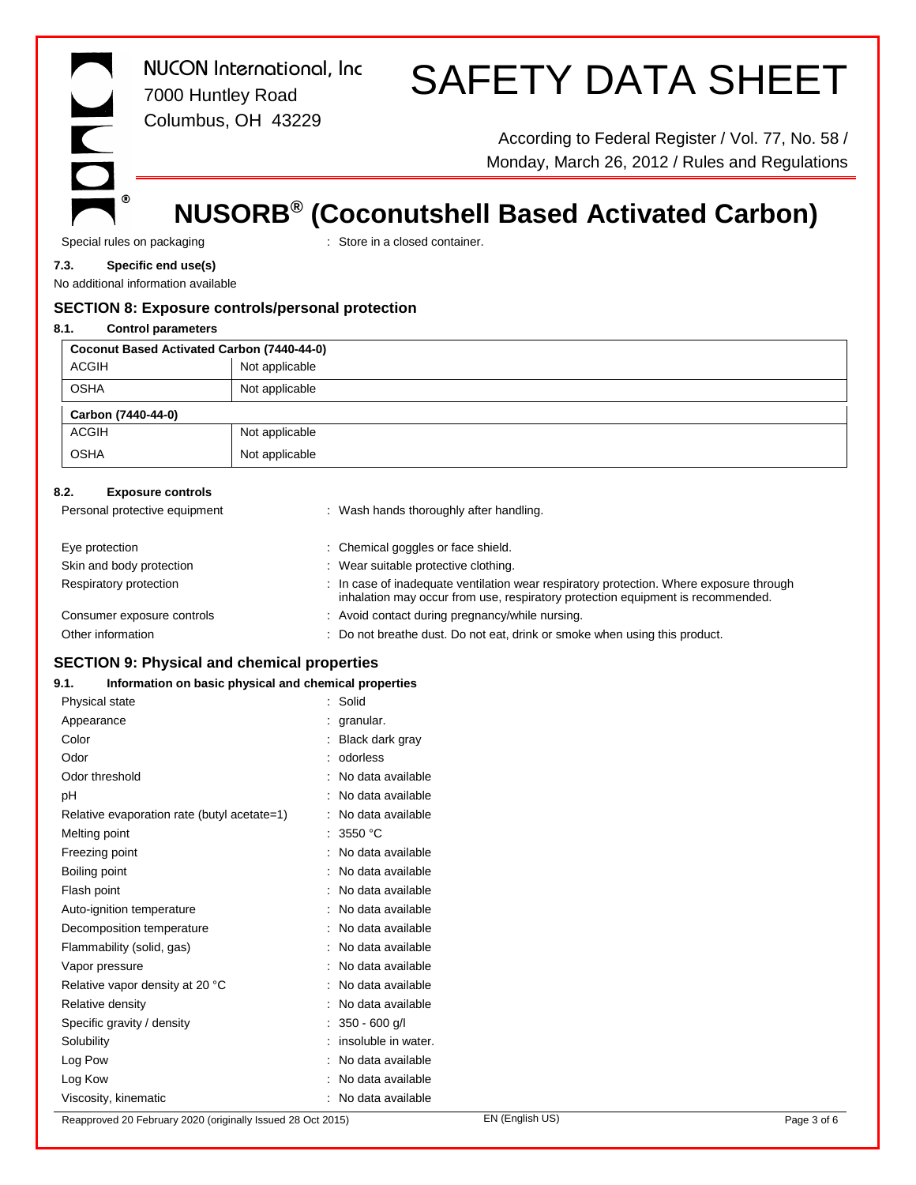Special rules on packaging : Store in a closed container.

### 7.3. Specific end use(s)

No additional information available

## SECTION 8: Exposure controls/personal protection

### 8.1. Control parameters

| Coconut Based Activated Carbon (7440-44-0) | |
|---|---|
| ACGIH | Not applicable |
| OSHA | Not applicable |

| Carbon (7440-44-0) | |
|---|---|
| ACGIH | Not applicable |
| OSHA | Not applicable |

### 8.2. Exposure controls

Personal protective equipment : Wash hands thoroughly after handling.

Eye protection : Chemical goggles or face shield.

Skin and body protection : Wear suitable protective clothing.

Respiratory protection : In case of inadequate ventilation wear respiratory protection. Where exposure through inhalation may occur from use, respiratory protection equipment is recommended.

Consumer exposure controls : Avoid contact during pregnancy/while nursing.

Other information : Do not breathe dust. Do not eat, drink or smoke when using this product.

## SECTION 9: Physical and chemical properties

### 9.1. Information on basic physical and chemical properties

Physical state : Solid

Appearance : granular.

Color : Black dark gray

Odor : odorless

Odor threshold : No data available

pH : No data available

Relative evaporation rate (butyl acetate=1) : No data available

Melting point : 3550 °C

Freezing point : No data available

Boiling point : No data available

Flash point : No data available

Auto-ignition temperature : No data available

Decomposition temperature : No data available

Flammability (solid, gas) : No data available

Vapor pressure : No data available

Relative vapor density at 20 °C : No data available

Relative density : No data available

Specific gravity / density : 350 - 600 g/l

Solubility : insoluble in water.

Log Pow : No data available

Log Kow : No data available

Viscosity, kinematic : No data available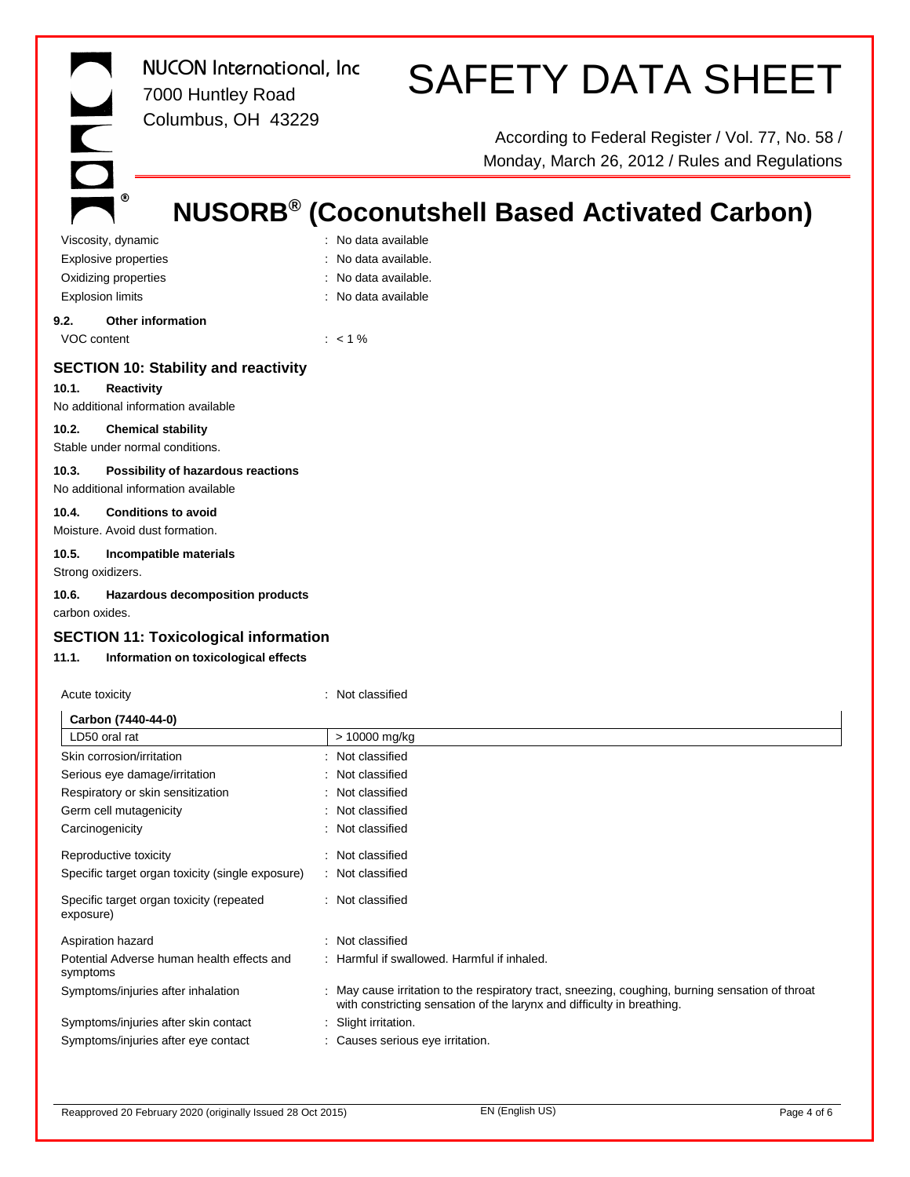| | |
|---|---|
| Viscosity, dynamic | : No data available |
| Explosive properties | : No data available. |
| Oxidizing properties | : No data available. |
| Explosion limits | : No data available |

### 9.2. Other information

| | |
|---|---|
| VOC content | : < 1 % |

## SECTION 10: Stability and reactivity

### 10.1. Reactivity

No additional information available

### 10.2. Chemical stability

Stable under normal conditions.

### 10.3. Possibility of hazardous reactions

No additional information available

### 10.4. Conditions to avoid

Moisture. Avoid dust formation.

### 10.5. Incompatible materials

Strong oxidizers.

### 10.6. Hazardous decomposition products

carbon oxides.

## SECTION 11: Toxicological information

### 11.1. Information on toxicological effects

| | |
|---|---|
| Acute toxicity | : Not classified |

| Carbon (7440-44-0) | |
|---|---|
| LD50 oral rat | > 10000 mg/kg |

| | |
|---|---|
| Skin corrosion/irritation | : Not classified |
| Serious eye damage/irritation | : Not classified |
| Respiratory or skin sensitization | : Not classified |
| Germ cell mutagenicity | : Not classified |
| Carcinogenicity | : Not classified |
| Reproductive toxicity | : Not classified |
| Specific target organ toxicity (single exposure) | : Not classified |
| Specific target organ toxicity (repeated exposure) | : Not classified |
| Aspiration hazard | : Not classified |
| Potential Adverse human health effects and symptoms | : Harmful if swallowed. Harmful if inhaled. |
| Symptoms/injuries after inhalation | : May cause irritation to the respiratory tract, sneezing, coughing, burning sensation of throat with constricting sensation of the larynx and difficulty in breathing. |
| Symptoms/injuries after skin contact | : Slight irritation. |
| Symptoms/injuries after eye contact | : Causes serious eye irritation. |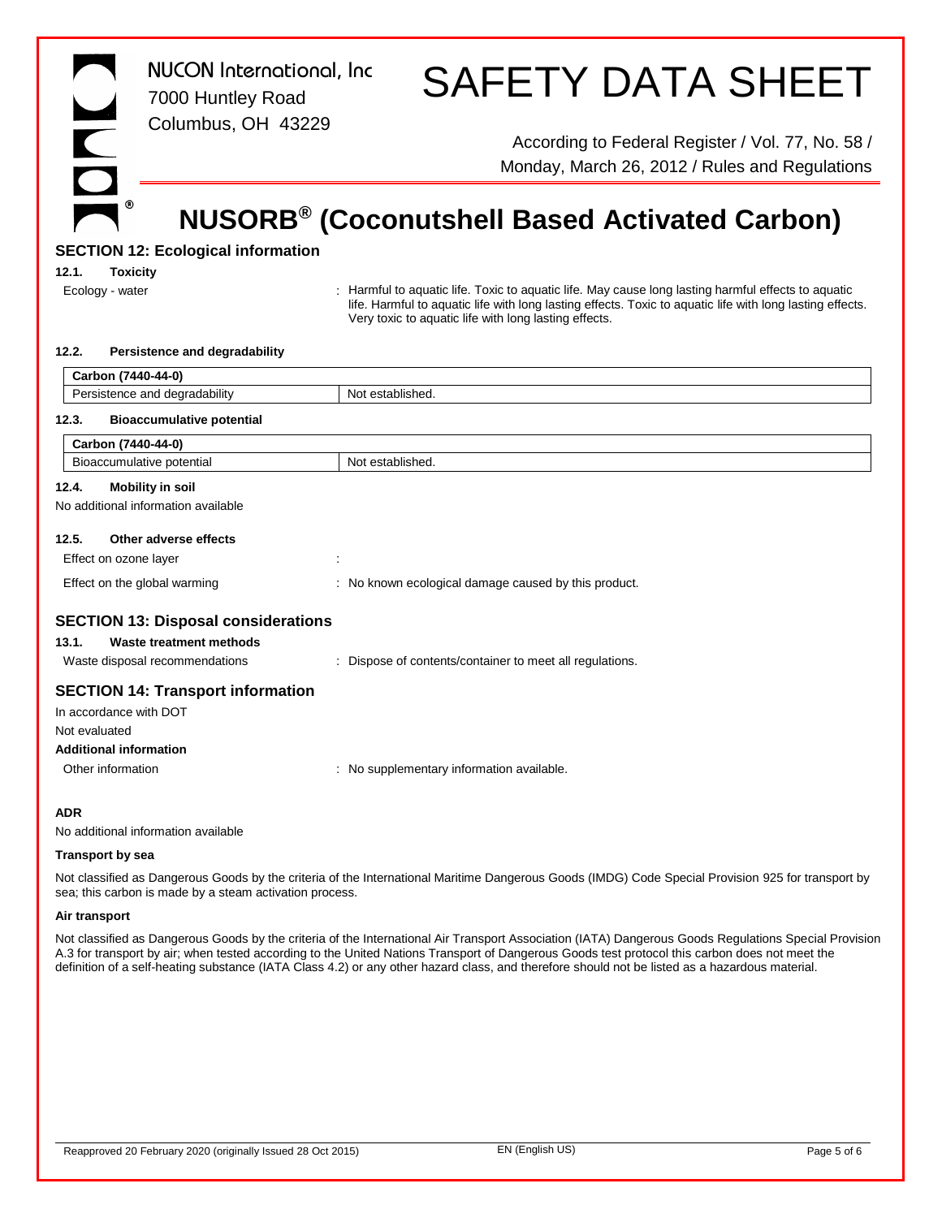## SECTION 12: Ecological information

### 12.1. Toxicity

Ecology - water : Harmful to aquatic life. Toxic to aquatic life. May cause long lasting harmful effects to aquatic life. Harmful to aquatic life with long lasting effects. Toxic to aquatic life with long lasting effects. Very toxic to aquatic life with long lasting effects.

### 12.2. Persistence and degradability

| Carbon (7440-44-0) | |
|---|---|
| Persistence and degradability | Not established. |

### 12.3. Bioaccumulative potential

| Carbon (7440-44-0) | |
|---|---|
| Bioaccumulative potential | Not established. |

### 12.4. Mobility in soil

No additional information available

### 12.5. Other adverse effects

Effect on ozone layer :

Effect on the global warming : No known ecological damage caused by this product.

## SECTION 13: Disposal considerations

### 13.1. Waste treatment methods

Waste disposal recommendations : Dispose of contents/container to meet all regulations.

## SECTION 14: Transport information

In accordance with DOT

Not evaluated

**Additional information**

Other information : No supplementary information available.

**ADR**

No additional information available

**Transport by sea**

Not classified as Dangerous Goods by the criteria of the International Maritime Dangerous Goods (IMDG) Code Special Provision 925 for transport by sea; this carbon is made by a steam activation process.

**Air transport**

Not classified as Dangerous Goods by the criteria of the International Air Transport Association (IATA) Dangerous Goods Regulations Special Provision A.3 for transport by air; when tested according to the United Nations Transport of Dangerous Goods test protocol this carbon does not meet the definition of a self-heating substance (IATA Class 4.2) or any other hazard class, and therefore should not be listed as a hazardous material.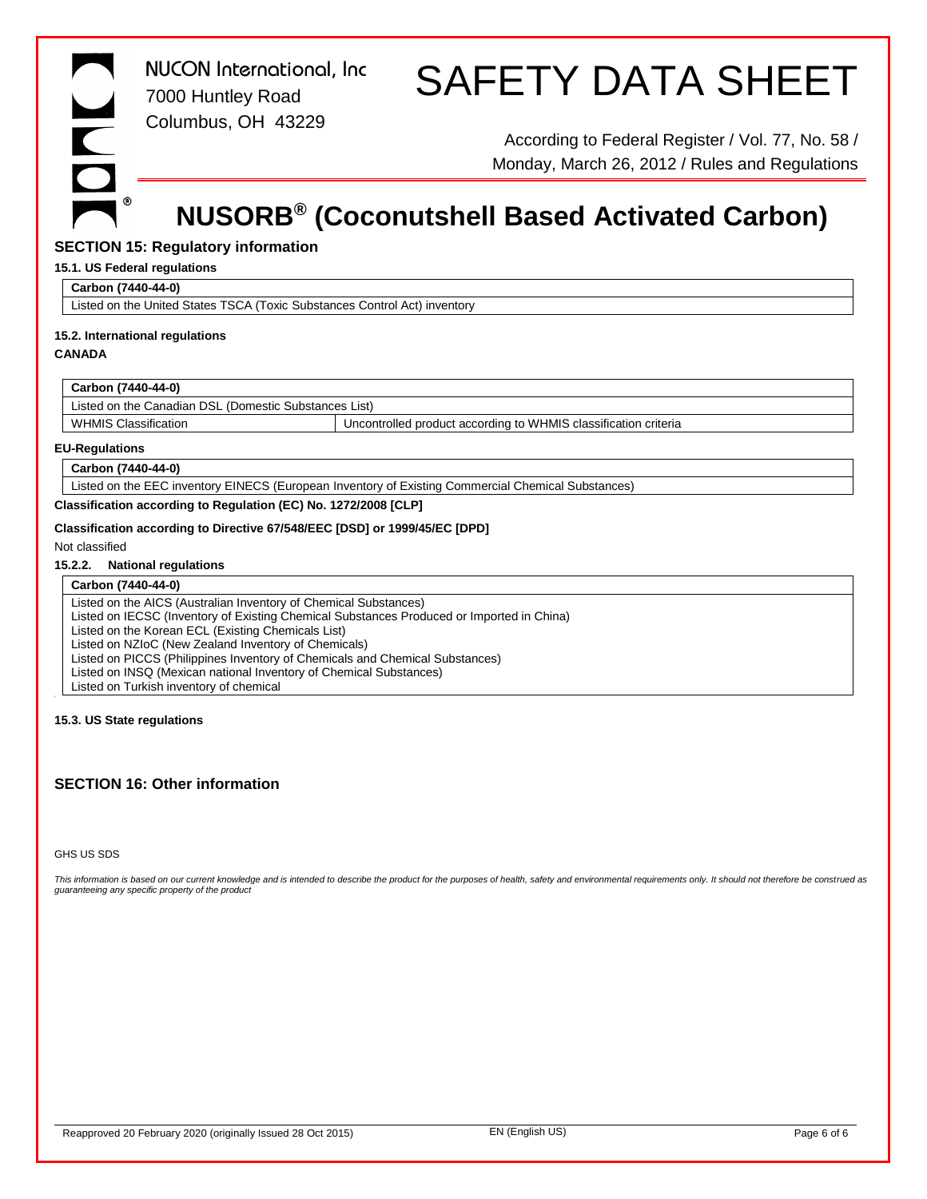## SECTION 15: Regulatory information

### 15.1. US Federal regulations

| Carbon (7440-44-0) |
|---|
| Listed on the United States TSCA (Toxic Substances Control Act) inventory |

### 15.2. International regulations

**CANADA**

| Carbon (7440-44-0) | |
|---|---|
| Listed on the Canadian DSL (Domestic Substances List) | |
| WHMIS Classification | Uncontrolled product according to WHMIS classification criteria |

**EU-Regulations**

| Carbon (7440-44-0) |
|---|
| Listed on the EEC inventory EINECS (European Inventory of Existing Commercial Chemical Substances) |

**Classification according to Regulation (EC) No. 1272/2008 [CLP]**

**Classification according to Directive 67/548/EEC [DSD] or 1999/45/EC [DPD]**

Not classified

### 15.2.2. National regulations

| Carbon (7440-44-0) |
|---|
| Listed on the AICS (Australian Inventory of Chemical Substances)<br>Listed on IECSC (Inventory of Existing Chemical Substances Produced or Imported in China)<br>Listed on the Korean ECL (Existing Chemicals List)<br>Listed on NZIoC (New Zealand Inventory of Chemicals)<br>Listed on PICCS (Philippines Inventory of Chemicals and Chemical Substances)<br>Listed on INSQ (Mexican national Inventory of Chemical Substances)<br>Listed on Turkish inventory of chemical |

### 15.3. US State regulations

## SECTION 16: Other information

GHS US SDS

*This information is based on our current knowledge and is intended to describe the product for the purposes of health, safety and environmental requirements only. It should not therefore be construed as guaranteeing any specific property of the product*